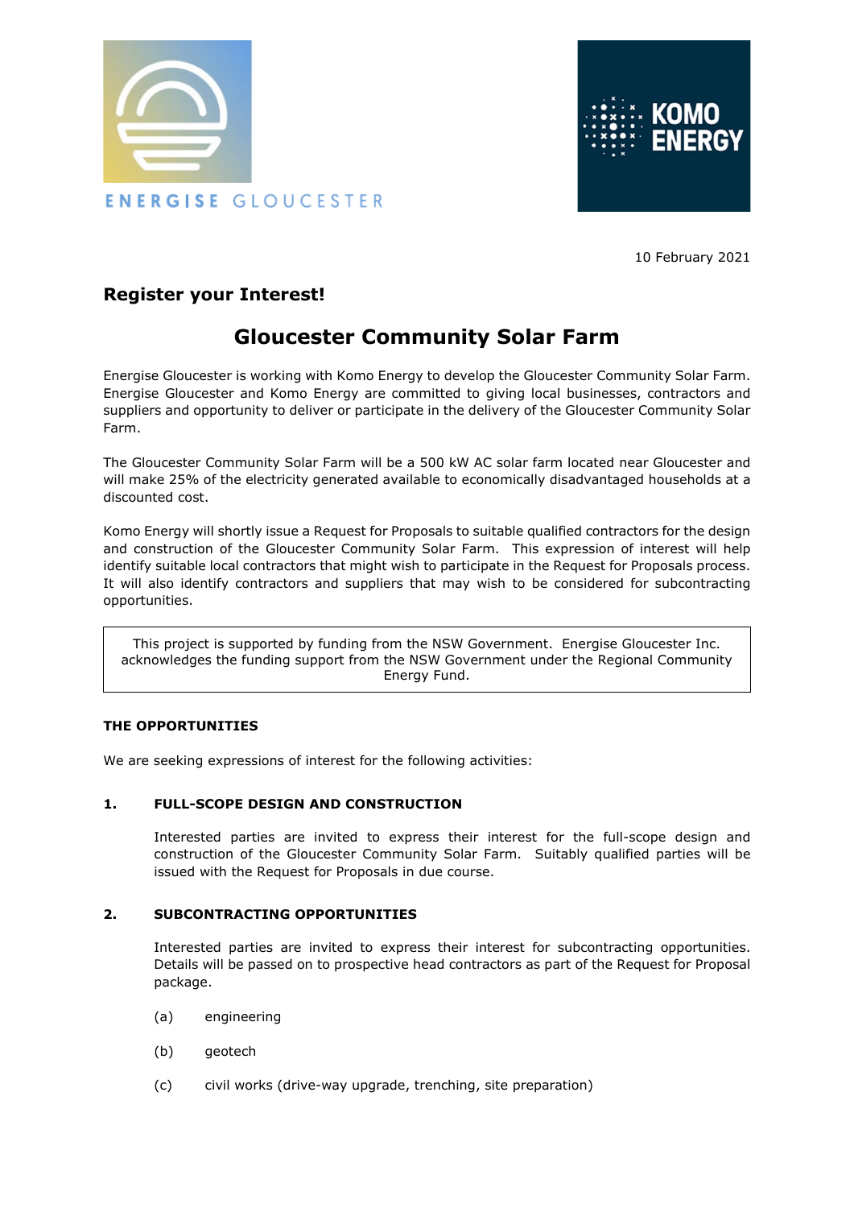ENERGISE GLOUCESTER

KOMO ENERGY

10 February 2021

## Register your Interest!

# Gloucester Community Solar Farm

Energise Gloucester is working with Komo Energy to develop the Gloucester Community Solar Farm. Energise Gloucester and Komo Energy are committed to giving local businesses, contractors and suppliers and opportunity to deliver or participate in the delivery of the Gloucester Community Solar Farm.

The Gloucester Community Solar Farm will be a 500 kW AC solar farm located near Gloucester and will make 25% of the electricity generated available to economically disadvantaged households at a discounted cost.

Komo Energy will shortly issue a Request for Proposals to suitable qualified contractors for the design and construction of the Gloucester Community Solar Farm. This expression of interest will help identify suitable local contractors that might wish to participate in the Request for Proposals process. It will also identify contractors and suppliers that may wish to be considered for subcontracting opportunities.

> This project is supported by funding from the NSW Government. Energise Gloucester Inc. acknowledges the funding support from the NSW Government under the Regional Community Energy Fund.

**THE OPPORTUNITIES**

We are seeking expressions of interest for the following activities:

**1. FULL-SCOPE DESIGN AND CONSTRUCTION**

Interested parties are invited to express their interest for the full-scope design and construction of the Gloucester Community Solar Farm. Suitably qualified parties will be issued with the Request for Proposals in due course.

**2. SUBCONTRACTING OPPORTUNITIES**

Interested parties are invited to express their interest for subcontracting opportunities. Details will be passed on to prospective head contractors as part of the Request for Proposal package.

(a) engineering

(b) geotech

(c) civil works (drive-way upgrade, trenching, site preparation)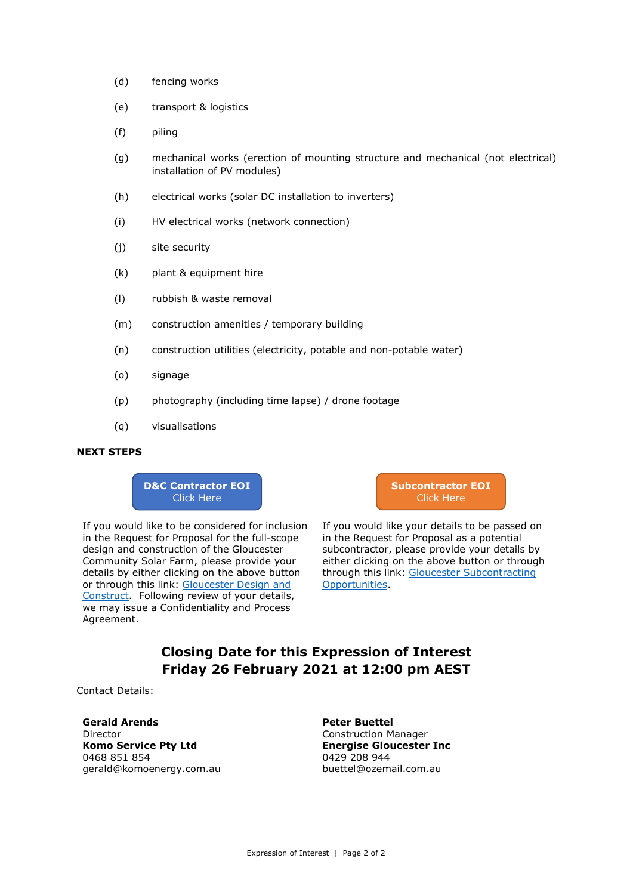(d) fencing works

(e) transport & logistics

(f) piling

(g) mechanical works (erection of mounting structure and mechanical (not electrical) installation of PV modules)

(h) electrical works (solar DC installation to inverters)

(i) HV electrical works (network connection)

(j) site security

(k) plant & equipment hire

(l) rubbish & waste removal

(m) construction amenities / temporary building

(n) construction utilities (electricity, potable and non-potable water)

(o) signage

(p) photography (including time lapse) / drone footage

(q) visualisations

**NEXT STEPS**

**D&C Contractor EOI**
Click Here

If you would like to be considered for inclusion in the Request for Proposal for the full-scope design and construction of the Gloucester Community Solar Farm, please provide your details by either clicking on the above button or through this link: Gloucester Design and Construct. Following review of your details, we may issue a Confidentiality and Process Agreement.

**Subcontractor EOI**
Click Here

If you would like your details to be passed on in the Request for Proposal as a potential subcontractor, please provide your details by either clicking on the above button or through this link: Gloucester Subcontracting Opportunities.

## Closing Date for this Expression of Interest
## Friday 26 February 2021 at 12:00 pm AEST

Contact Details:

**Gerald Arends**
Director
**Komo Service Pty Ltd**
0468 851 854
gerald@komoenergy.com.au

**Peter Buettel**
Construction Manager
**Energise Gloucester Inc**
0429 208 944
buettel@ozemail.com.au